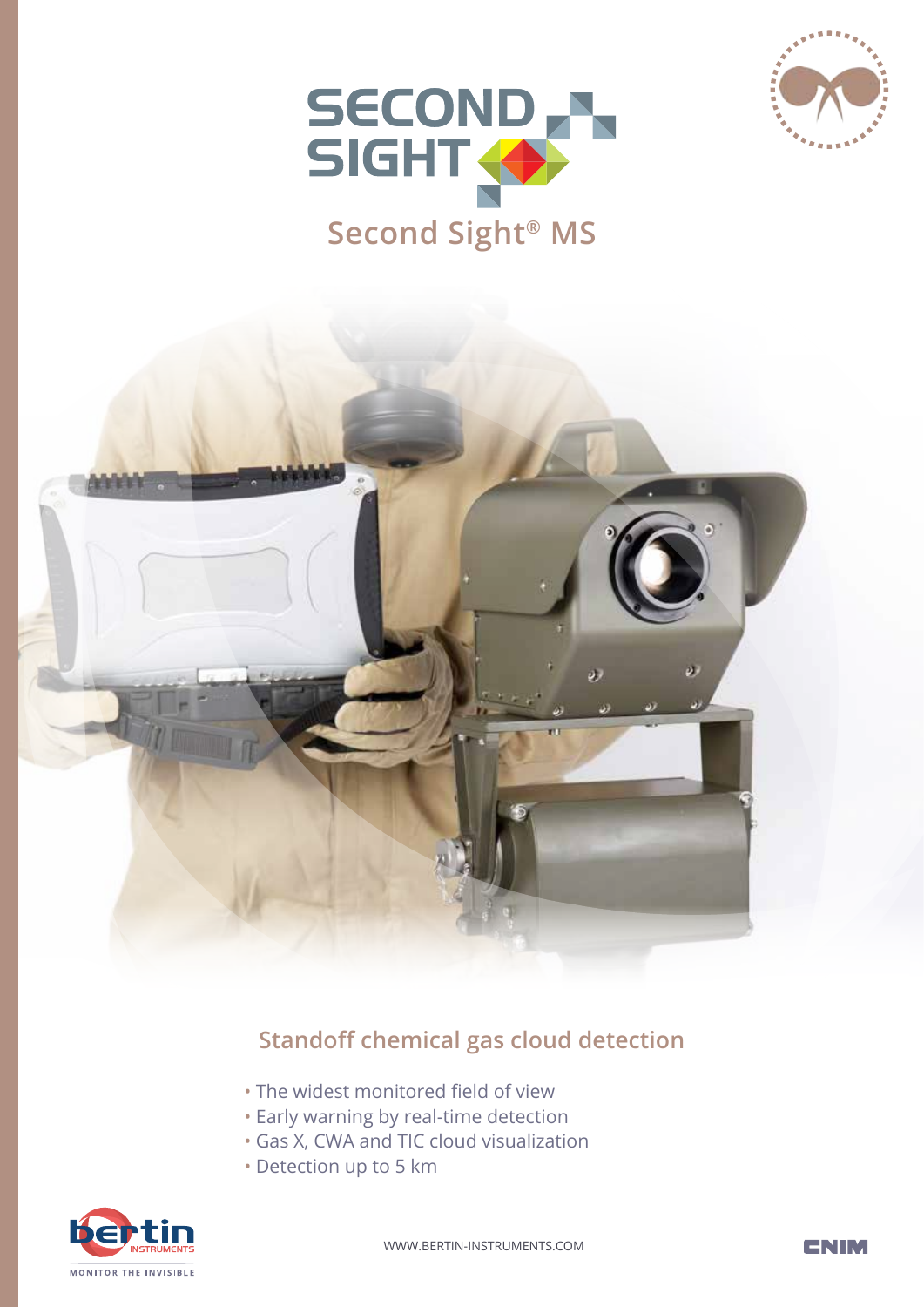# SECOND SIGHT

## Second Sight® MS

## Standoff chemical gas cloud detection

- The widest monitored field of view
- Early warning by real-time detection
- Gas X, CWA and TIC cloud visualization
- Detection up to 5 km

bertin INSTRUMENTS

MONITOR THE INVISIBLE

WWW.BERTIN-INSTRUMENTS.COM

CNIM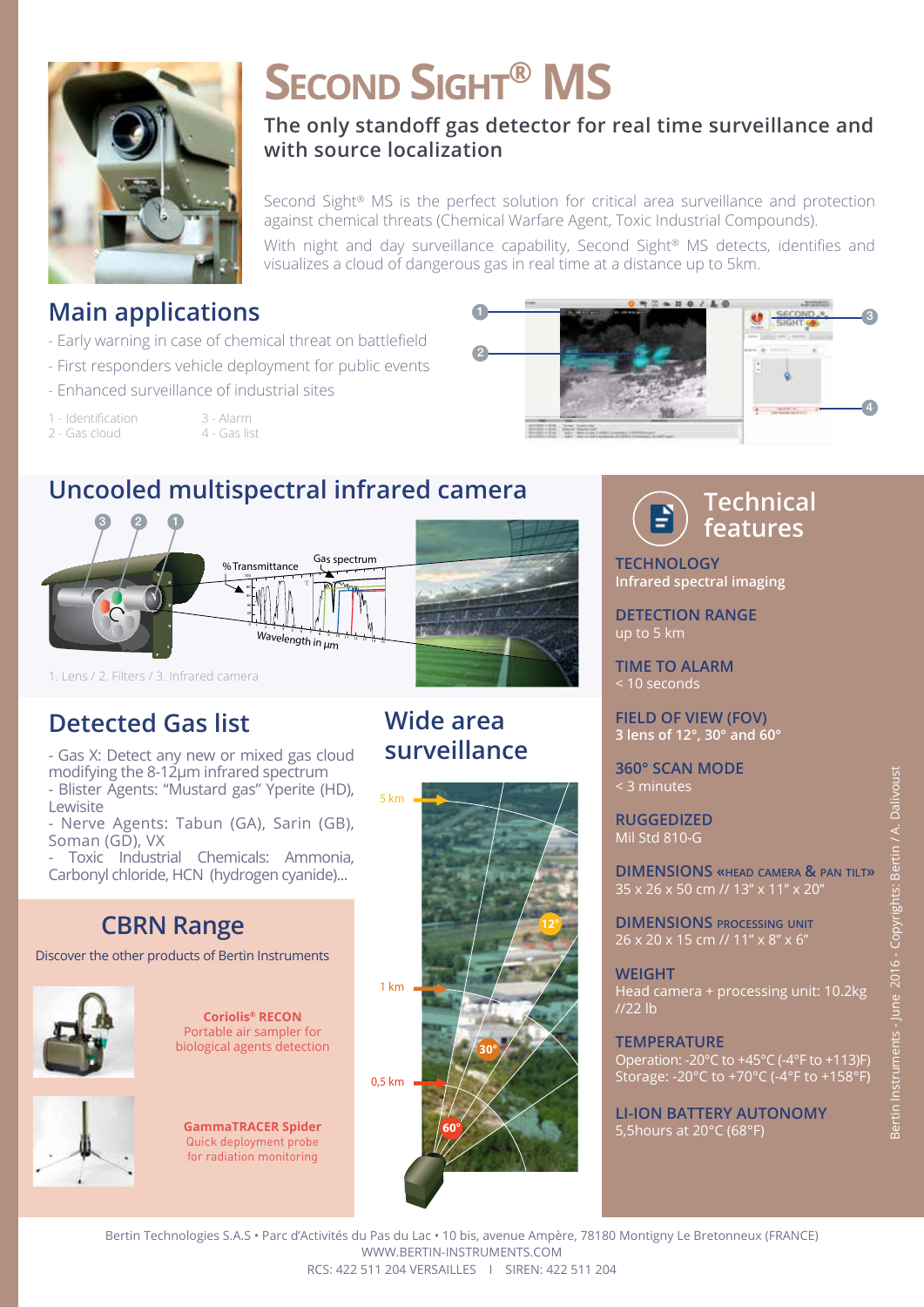# Second Sight® MS

**The only standoff gas detector for real time surveillance and with source localization**

Second Sight® MS is the perfect solution for critical area surveillance and protection against chemical threats (Chemical Warfare Agent, Toxic Industrial Compounds).

With night and day surveillance capability, Second Sight® MS detects, identifies and visualizes a cloud of dangerous gas in real time at a distance up to 5km.

## Main applications

- Early warning in case of chemical threat on battlefield
- First responders vehicle deployment for public events
- Enhanced surveillance of industrial sites

1 - Identification
2 - Gas cloud
3 - Alarm
4 - Gas list

## Uncooled multispectral infrared camera

% Transmittance
Gas spectrum
Wavelength in µm

1. Lens / 2. Filters / 3. Infrared camera

## Detected Gas list

- Gas X: Detect any new or mixed gas cloud modifying the 8-12µm infrared spectrum
- Blister Agents: "Mustard gas" Yperite (HD), Lewisite
- Nerve Agents: Tabun (GA), Sarin (GB), Soman (GD), VX
- Toxic Industrial Chemicals: Ammonia, Carbonyl chloride, HCN (hydrogen cyanide)...

## Wide area surveillance

5 km
1 km
0,5 km
12°
30°
60°

## CBRN Range

Discover the other products of Bertin Instruments

**Coriolis® RECON**
Portable air sampler for biological agents detection

**GammaTRACER Spider**
Quick deployment probe for radiation monitoring

## Technical features

**TECHNOLOGY**
**Infrared spectral imaging**

**DETECTION RANGE**
up to 5 km

**TIME TO ALARM**
< 10 seconds

**FIELD OF VIEW (FOV)**
**3 lens of 12°, 30° and 60°**

**360° SCAN MODE**
< 3 minutes

**RUGGEDIZED**
Mil Std 810-G

**DIMENSIONS «HEAD CAMERA & PAN TILT»**
35 x 26 x 50 cm // 13" x 11" x 20"

**DIMENSIONS PROCESSING UNIT**
26 x 20 x 15 cm // 11" x 8" x 6"

**WEIGHT**
Head camera + processing unit: 10.2kg //22 lb

**TEMPERATURE**
Operation: -20°C to +45°C (-4°F to +113)F)
Storage: -20°C to +70°C (-4°F to +158°F)

**LI-ION BATTERY AUTONOMY**
5,5hours at 20°C (68°F)

Bertin Instruments - June 2016 - Copyrights: Bertin / A. Dalivoust

Bertin Technologies S.A.S • Parc d'Activités du Pas du Lac • 10 bis, avenue Ampère, 78180 Montigny Le Bretonneux (FRANCE)
WWW.BERTIN-INSTRUMENTS.COM
RCS: 422 511 204 VERSAILLES | SIREN: 422 511 204